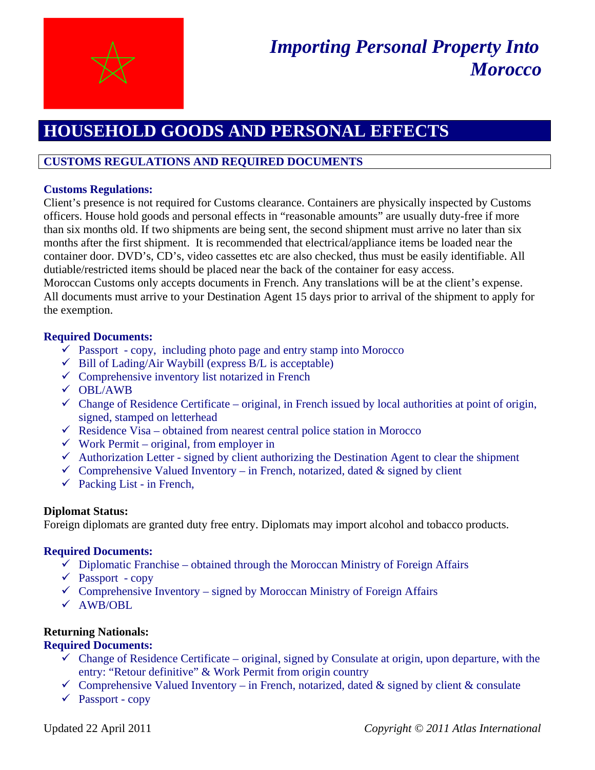# *Importing Personal Property Into Morocco*

## HOUSEHOLD GOODS AND PERSONAL EFFECTS

### CUSTOMS REGULATIONS AND REQUIRED DOCUMENTS

**Customs Regulations:**

Client's presence is not required for Customs clearance. Containers are physically inspected by Customs officers. House hold goods and personal effects in "reasonable amounts" are usually duty-free if more than six months old. If two shipments are being sent, the second shipment must arrive no later than six months after the first shipment. It is recommended that electrical/appliance items be loaded near the container door. DVD's, CD's, video cassettes etc are also checked, thus must be easily identifiable. All dutiable/restricted items should be placed near the back of the container for easy access.
Moroccan Customs only accepts documents in French. Any translations will be at the client's expense. All documents must arrive to your Destination Agent 15 days prior to arrival of the shipment to apply for the exemption.

**Required Documents:**

- ✓ Passport - copy, including photo page and entry stamp into Morocco
- ✓ Bill of Lading/Air Waybill (express B/L is acceptable)
- ✓ Comprehensive inventory list notarized in French
- ✓ OBL/AWB
- ✓ Change of Residence Certificate – original, in French issued by local authorities at point of origin, signed, stamped on letterhead
- ✓ Residence Visa – obtained from nearest central police station in Morocco
- ✓ Work Permit – original, from employer in
- ✓ Authorization Letter - signed by client authorizing the Destination Agent to clear the shipment
- ✓ Comprehensive Valued Inventory – in French, notarized, dated & signed by client
- ✓ Packing List - in French,

**Diplomat Status:**

Foreign diplomats are granted duty free entry. Diplomats may import alcohol and tobacco products.

**Required Documents:**

- ✓ Diplomatic Franchise – obtained through the Moroccan Ministry of Foreign Affairs
- ✓ Passport - copy
- ✓ Comprehensive Inventory – signed by Moroccan Ministry of Foreign Affairs
- ✓ AWB/OBL

**Returning Nationals:**

**Required Documents:**

- ✓ Change of Residence Certificate – original, signed by Consulate at origin, upon departure, with the entry: "Retour definitive" & Work Permit from origin country
- ✓ Comprehensive Valued Inventory – in French, notarized, dated & signed by client & consulate
- ✓ Passport - copy

Updated 22 April 2011 *Copyright © 2011 Atlas International*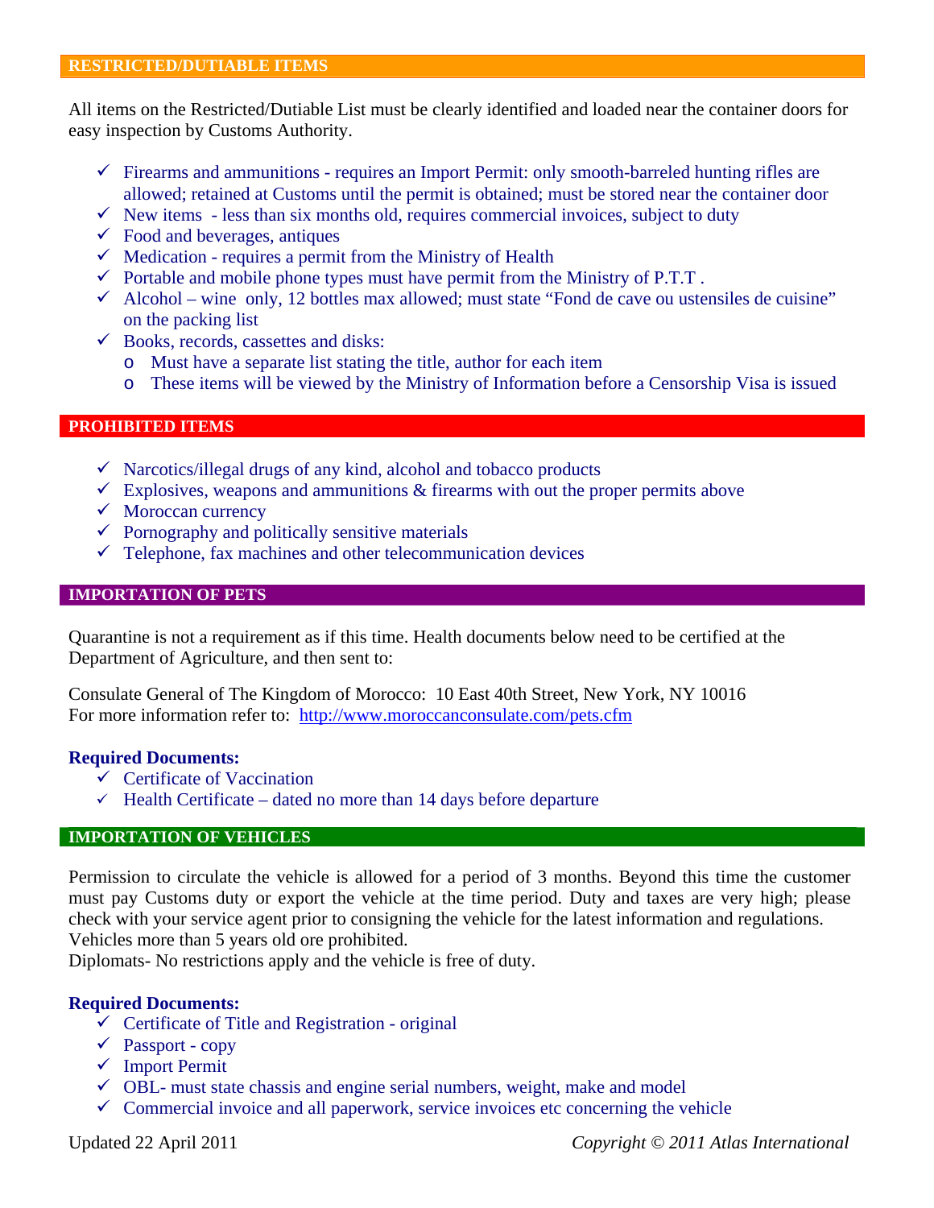## RESTRICTED/DUTIABLE ITEMS

All items on the Restricted/Dutiable List must be clearly identified and loaded near the container doors for easy inspection by Customs Authority.

- Firearms and ammunitions - requires an Import Permit: only smooth-barreled hunting rifles are allowed; retained at Customs until the permit is obtained; must be stored near the container door
- New items - less than six months old, requires commercial invoices, subject to duty
- Food and beverages, antiques
- Medication - requires a permit from the Ministry of Health
- Portable and mobile phone types must have permit from the Ministry of P.T.T .
- Alcohol – wine only, 12 bottles max allowed; must state "Fond de cave ou ustensiles de cuisine" on the packing list
- Books, records, cassettes and disks:
  - Must have a separate list stating the title, author for each item
  - These items will be viewed by the Ministry of Information before a Censorship Visa is issued

## PROHIBITED ITEMS

- Narcotics/illegal drugs of any kind, alcohol and tobacco products
- Explosives, weapons and ammunitions & firearms with out the proper permits above
- Moroccan currency
- Pornography and politically sensitive materials
- Telephone, fax machines and other telecommunication devices

## IMPORTATION OF PETS

Quarantine is not a requirement as if this time. Health documents below need to be certified at the Department of Agriculture, and then sent to:

Consulate General of The Kingdom of Morocco: 10 East 40th Street, New York, NY 10016
For more information refer to: http://www.moroccanconsulate.com/pets.cfm

**Required Documents:**

- Certificate of Vaccination
- Health Certificate – dated no more than 14 days before departure

## IMPORTATION OF VEHICLES

Permission to circulate the vehicle is allowed for a period of 3 months. Beyond this time the customer must pay Customs duty or export the vehicle at the time period. Duty and taxes are very high; please check with your service agent prior to consigning the vehicle for the latest information and regulations. Vehicles more than 5 years old ore prohibited.
Diplomats- No restrictions apply and the vehicle is free of duty.

**Required Documents:**

- Certificate of Title and Registration - original
- Passport - copy
- Import Permit
- OBL- must state chassis and engine serial numbers, weight, make and model
- Commercial invoice and all paperwork, service invoices etc concerning the vehicle

Updated 22 April 2011 *Copyright © 2011 Atlas International*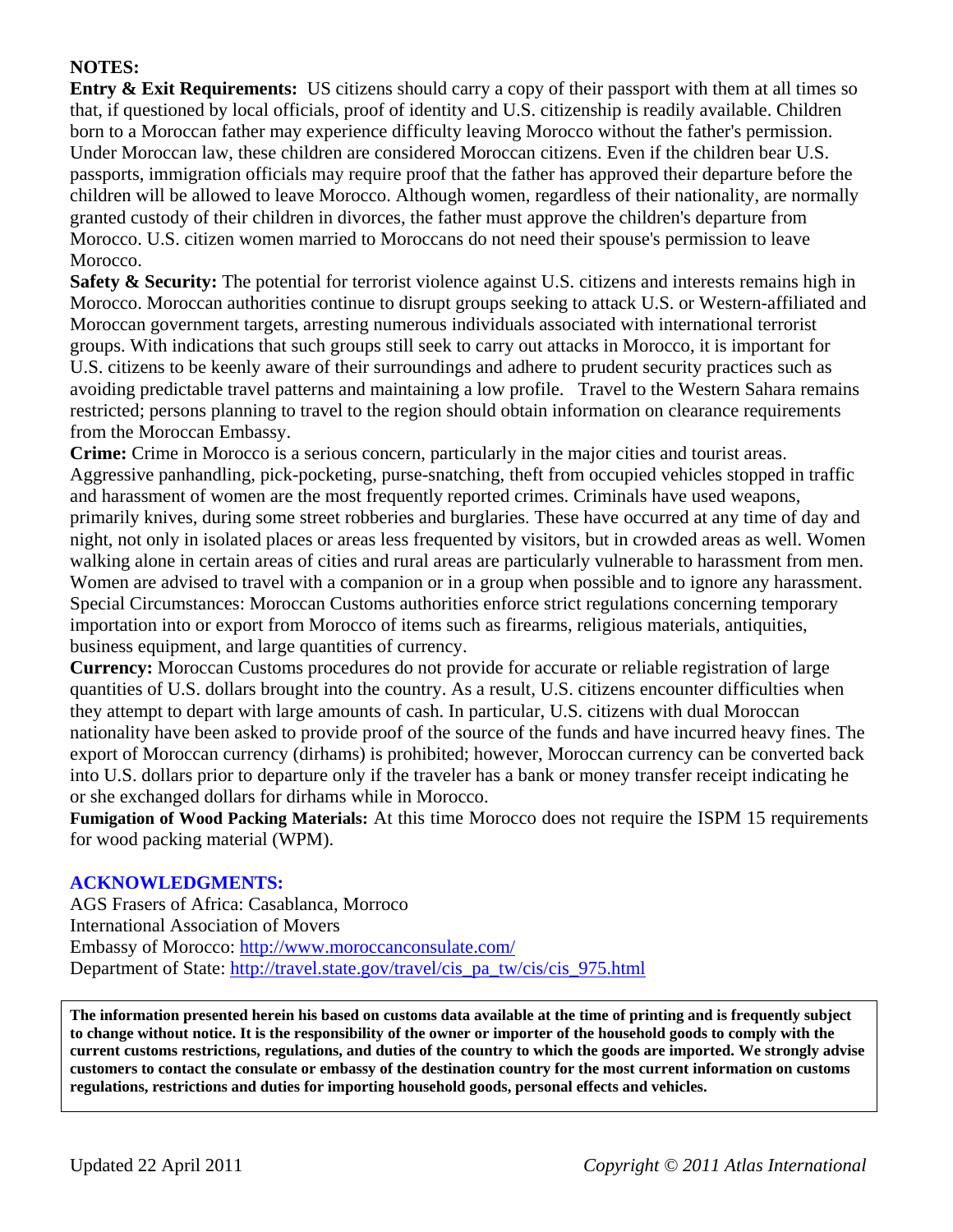**NOTES:**

**Entry & Exit Requirements:** US citizens should carry a copy of their passport with them at all times so that, if questioned by local officials, proof of identity and U.S. citizenship is readily available. Children born to a Moroccan father may experience difficulty leaving Morocco without the father's permission. Under Moroccan law, these children are considered Moroccan citizens. Even if the children bear U.S. passports, immigration officials may require proof that the father has approved their departure before the children will be allowed to leave Morocco. Although women, regardless of their nationality, are normally granted custody of their children in divorces, the father must approve the children's departure from Morocco. U.S. citizen women married to Moroccans do not need their spouse's permission to leave Morocco.

**Safety & Security:** The potential for terrorist violence against U.S. citizens and interests remains high in Morocco. Moroccan authorities continue to disrupt groups seeking to attack U.S. or Western-affiliated and Moroccan government targets, arresting numerous individuals associated with international terrorist groups. With indications that such groups still seek to carry out attacks in Morocco, it is important for U.S. citizens to be keenly aware of their surroundings and adhere to prudent security practices such as avoiding predictable travel patterns and maintaining a low profile. Travel to the Western Sahara remains restricted; persons planning to travel to the region should obtain information on clearance requirements from the Moroccan Embassy.

**Crime:** Crime in Morocco is a serious concern, particularly in the major cities and tourist areas. Aggressive panhandling, pick-pocketing, purse-snatching, theft from occupied vehicles stopped in traffic and harassment of women are the most frequently reported crimes. Criminals have used weapons, primarily knives, during some street robberies and burglaries. These have occurred at any time of day and night, not only in isolated places or areas less frequented by visitors, but in crowded areas as well. Women walking alone in certain areas of cities and rural areas are particularly vulnerable to harassment from men. Women are advised to travel with a companion or in a group when possible and to ignore any harassment. Special Circumstances: Moroccan Customs authorities enforce strict regulations concerning temporary importation into or export from Morocco of items such as firearms, religious materials, antiquities, business equipment, and large quantities of currency.

**Currency:** Moroccan Customs procedures do not provide for accurate or reliable registration of large quantities of U.S. dollars brought into the country. As a result, U.S. citizens encounter difficulties when they attempt to depart with large amounts of cash. In particular, U.S. citizens with dual Moroccan nationality have been asked to provide proof of the source of the funds and have incurred heavy fines. The export of Moroccan currency (dirhams) is prohibited; however, Moroccan currency can be converted back into U.S. dollars prior to departure only if the traveler has a bank or money transfer receipt indicating he or she exchanged dollars for dirhams while in Morocco.

**Fumigation of Wood Packing Materials:** At this time Morocco does not require the ISPM 15 requirements for wood packing material (WPM).

## ACKNOWLEDGMENTS:

AGS Frasers of Africa: Casablanca, Morroco
International Association of Movers
Embassy of Morocco: http://www.moroccanconsulate.com/
Department of State: http://travel.state.gov/travel/cis_pa_tw/cis/cis_975.html

**The information presented herein his based on customs data available at the time of printing and is frequently subject to change without notice. It is the responsibility of the owner or importer of the household goods to comply with the current customs restrictions, regulations, and duties of the country to which the goods are imported. We strongly advise customers to contact the consulate or embassy of the destination country for the most current information on customs regulations, restrictions and duties for importing household goods, personal effects and vehicles.**

Updated 22 April 2011 *Copyright © 2011 Atlas International*